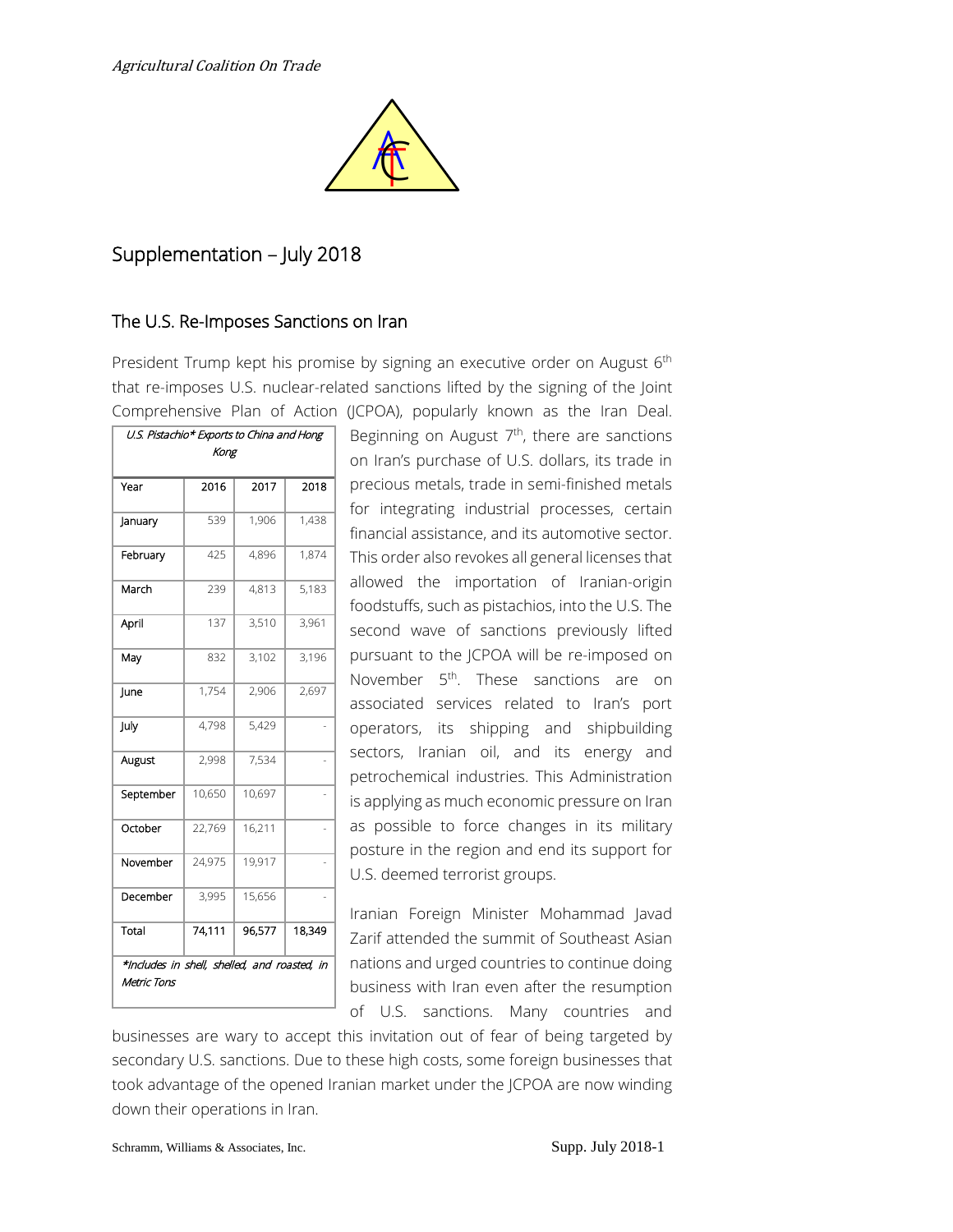## Supplementation – July 2018

### The U.S. Re-Imposes Sanctions on Iran

President Trump kept his promise by signing an executive order on August 6th that re-imposes U.S. nuclear-related sanctions lifted by the signing of the Joint Comprehensive Plan of Action (JCPOA), popularly known as the Iran Deal. Beginning on August 7th, there are sanctions on Iran's purchase of U.S. dollars, its trade in precious metals, trade in semi-finished metals for integrating industrial processes, certain financial assistance, and its automotive sector. This order also revokes all general licenses that allowed the importation of Iranian-origin foodstuffs, such as pistachios, into the U.S. The second wave of sanctions previously lifted pursuant to the JCPOA will be re-imposed on November 5th. These sanctions are on associated services related to Iran's port operators, its shipping and shipbuilding sectors, Iranian oil, and its energy and petrochemical industries. This Administration is applying as much economic pressure on Iran as possible to force changes in its military posture in the region and end its support for U.S. deemed terrorist groups.

*U.S. Pistachio\* Exports to China and Hong Kong*

| Year | 2016 | 2017 | 2018 |
|---|---|---|---|
| January | 539 | 1,906 | 1,438 |
| February | 425 | 4,896 | 1,874 |
| March | 239 | 4,813 | 5,183 |
| April | 137 | 3,510 | 3,961 |
| May | 832 | 3,102 | 3,196 |
| June | 1,754 | 2,906 | 2,697 |
| July | 4,798 | 5,429 | - |
| August | 2,998 | 7,534 | - |
| September | 10,650 | 10,697 | - |
| October | 22,769 | 16,211 | - |
| November | 24,975 | 19,917 | - |
| December | 3,995 | 15,656 | - |
| Total | 74,111 | 96,577 | 18,349 |

*\*Includes in shell, shelled, and roasted, in Metric Tons*

Iranian Foreign Minister Mohammad Javad Zarif attended the summit of Southeast Asian nations and urged countries to continue doing business with Iran even after the resumption of U.S. sanctions. Many countries and businesses are wary to accept this invitation out of fear of being targeted by secondary U.S. sanctions. Due to these high costs, some foreign businesses that took advantage of the opened Iranian market under the JCPOA are now winding down their operations in Iran.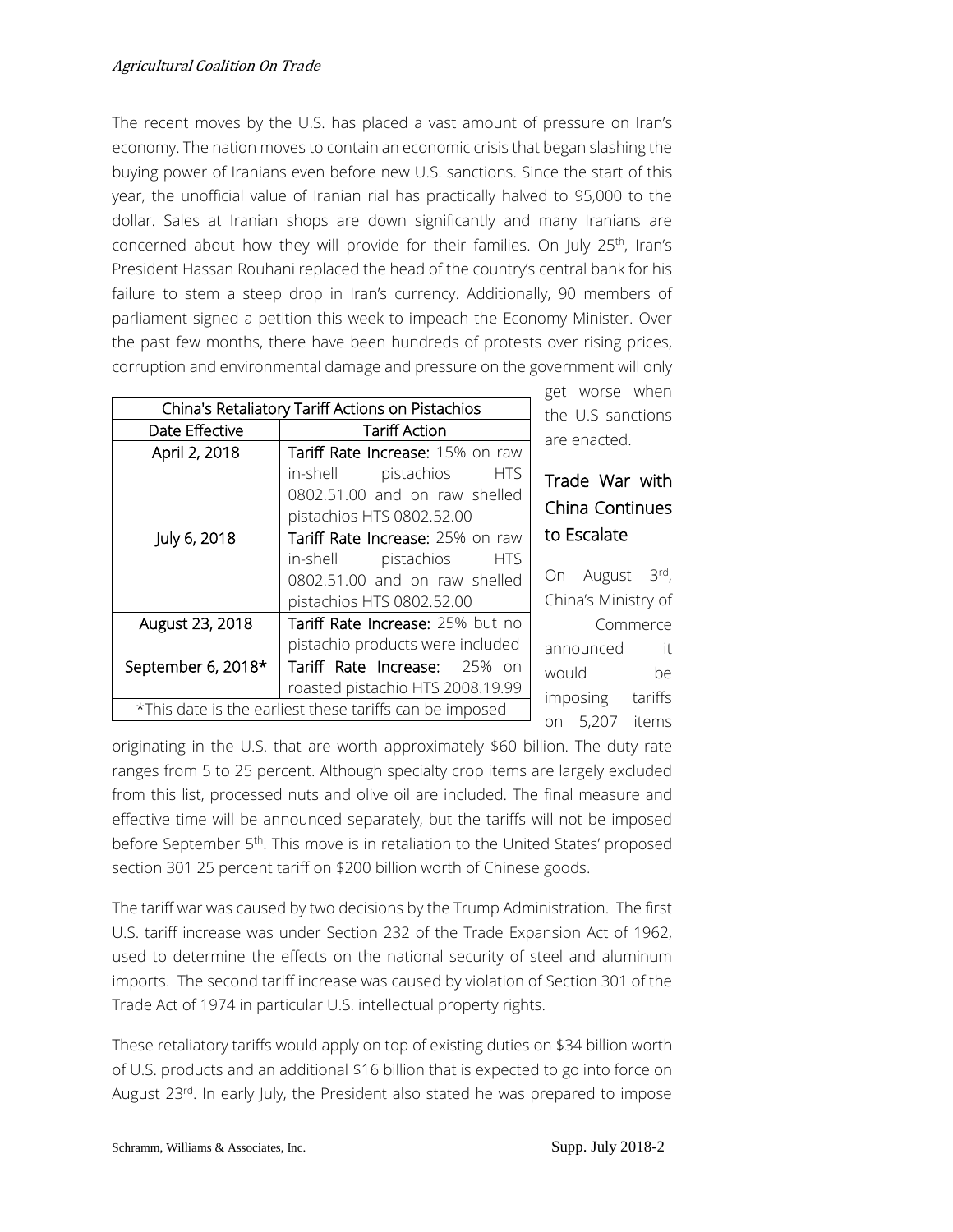The recent moves by the U.S. has placed a vast amount of pressure on Iran's economy. The nation moves to contain an economic crisis that began slashing the buying power of Iranians even before new U.S. sanctions. Since the start of this year, the unofficial value of Iranian rial has practically halved to 95,000 to the dollar. Sales at Iranian shops are down significantly and many Iranians are concerned about how they will provide for their families. On July 25th, Iran's President Hassan Rouhani replaced the head of the country's central bank for his failure to stem a steep drop in Iran's currency. Additionally, 90 members of parliament signed a petition this week to impeach the Economy Minister. Over the past few months, there have been hundreds of protests over rising prices, corruption and environmental damage and pressure on the government will only get worse when the U.S sanctions are enacted.

| China's Retaliatory Tariff Actions on Pistachios | |
|---|---|
| Date Effective | Tariff Action |
| April 2, 2018 | **Tariff Rate Increase:** 15% on raw in-shell pistachios HTS 0802.51.00 and on raw shelled pistachios HTS 0802.52.00 |
| July 6, 2018 | **Tariff Rate Increase:** 25% on raw in-shell pistachios HTS 0802.51.00 and on raw shelled pistachios HTS 0802.52.00 |
| August 23, 2018 | **Tariff Rate Increase:** 25% but no pistachio products were included |
| September 6, 2018* | **Tariff Rate Increase:** 25% on roasted pistachio HTS 2008.19.99 |
| *This date is the earliest these tariffs can be imposed | |

## Trade War with China Continues to Escalate

On August 3rd, China's Ministry of Commerce announced it would be imposing tariffs on 5,207 items originating in the U.S. that are worth approximately $60 billion. The duty rate ranges from 5 to 25 percent. Although specialty crop items are largely excluded from this list, processed nuts and olive oil are included. The final measure and effective time will be announced separately, but the tariffs will not be imposed before September 5th. This move is in retaliation to the United States' proposed section 301 25 percent tariff on $200 billion worth of Chinese goods.

The tariff war was caused by two decisions by the Trump Administration. The first U.S. tariff increase was under Section 232 of the Trade Expansion Act of 1962, used to determine the effects on the national security of steel and aluminum imports. The second tariff increase was caused by violation of Section 301 of the Trade Act of 1974 in particular U.S. intellectual property rights.

These retaliatory tariffs would apply on top of existing duties on $34 billion worth of U.S. products and an additional $16 billion that is expected to go into force on August 23rd. In early July, the President also stated he was prepared to impose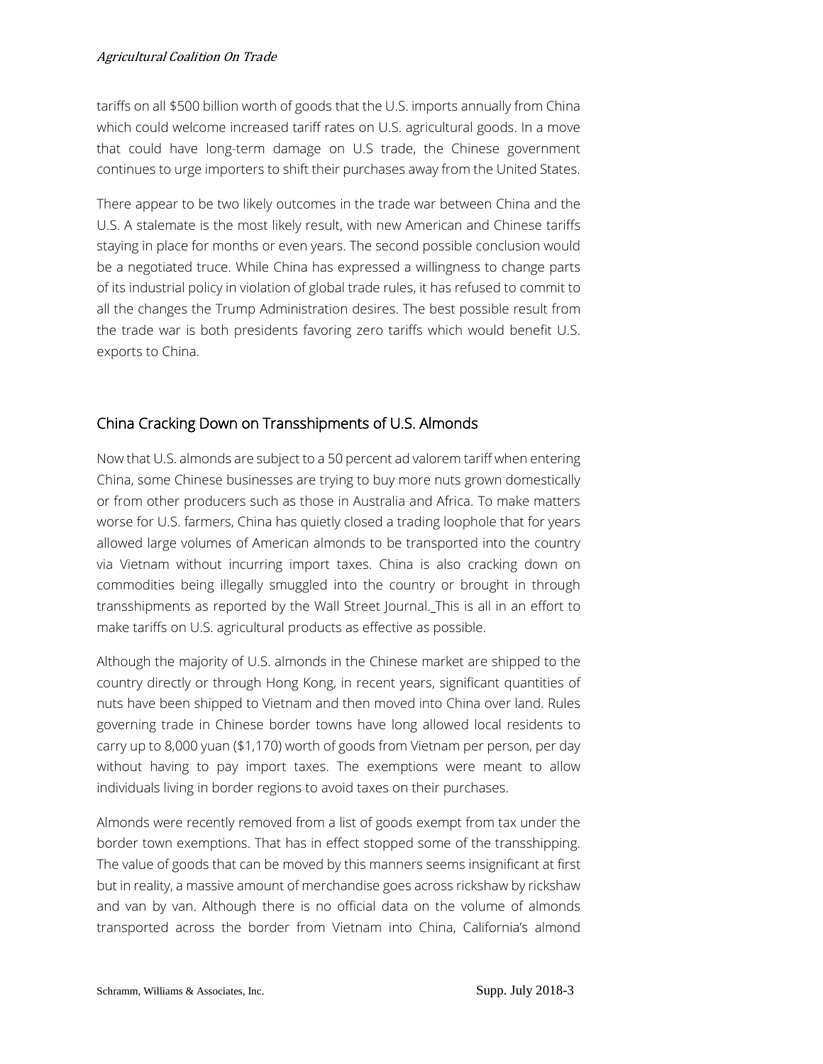tariffs on all $500 billion worth of goods that the U.S. imports annually from China which could welcome increased tariff rates on U.S. agricultural goods. In a move that could have long-term damage on U.S trade, the Chinese government continues to urge importers to shift their purchases away from the United States.

There appear to be two likely outcomes in the trade war between China and the U.S. A stalemate is the most likely result, with new American and Chinese tariffs staying in place for months or even years. The second possible conclusion would be a negotiated truce. While China has expressed a willingness to change parts of its industrial policy in violation of global trade rules, it has refused to commit to all the changes the Trump Administration desires. The best possible result from the trade war is both presidents favoring zero tariffs which would benefit U.S. exports to China.

## China Cracking Down on Transshipments of U.S. Almonds

Now that U.S. almonds are subject to a 50 percent ad valorem tariff when entering China, some Chinese businesses are trying to buy more nuts grown domestically or from other producers such as those in Australia and Africa. To make matters worse for U.S. farmers, China has quietly closed a trading loophole that for years allowed large volumes of American almonds to be transported into the country via Vietnam without incurring import taxes. China is also cracking down on commodities being illegally smuggled into the country or brought in through transshipments as reported by the Wall Street Journal. This is all in an effort to make tariffs on U.S. agricultural products as effective as possible.

Although the majority of U.S. almonds in the Chinese market are shipped to the country directly or through Hong Kong, in recent years, significant quantities of nuts have been shipped to Vietnam and then moved into China over land. Rules governing trade in Chinese border towns have long allowed local residents to carry up to 8,000 yuan ($1,170) worth of goods from Vietnam per person, per day without having to pay import taxes. The exemptions were meant to allow individuals living in border regions to avoid taxes on their purchases.

Almonds were recently removed from a list of goods exempt from tax under the border town exemptions. That has in effect stopped some of the transshipping. The value of goods that can be moved by this manners seems insignificant at first but in reality, a massive amount of merchandise goes across rickshaw by rickshaw and van by van. Although there is no official data on the volume of almonds transported across the border from Vietnam into China, California's almond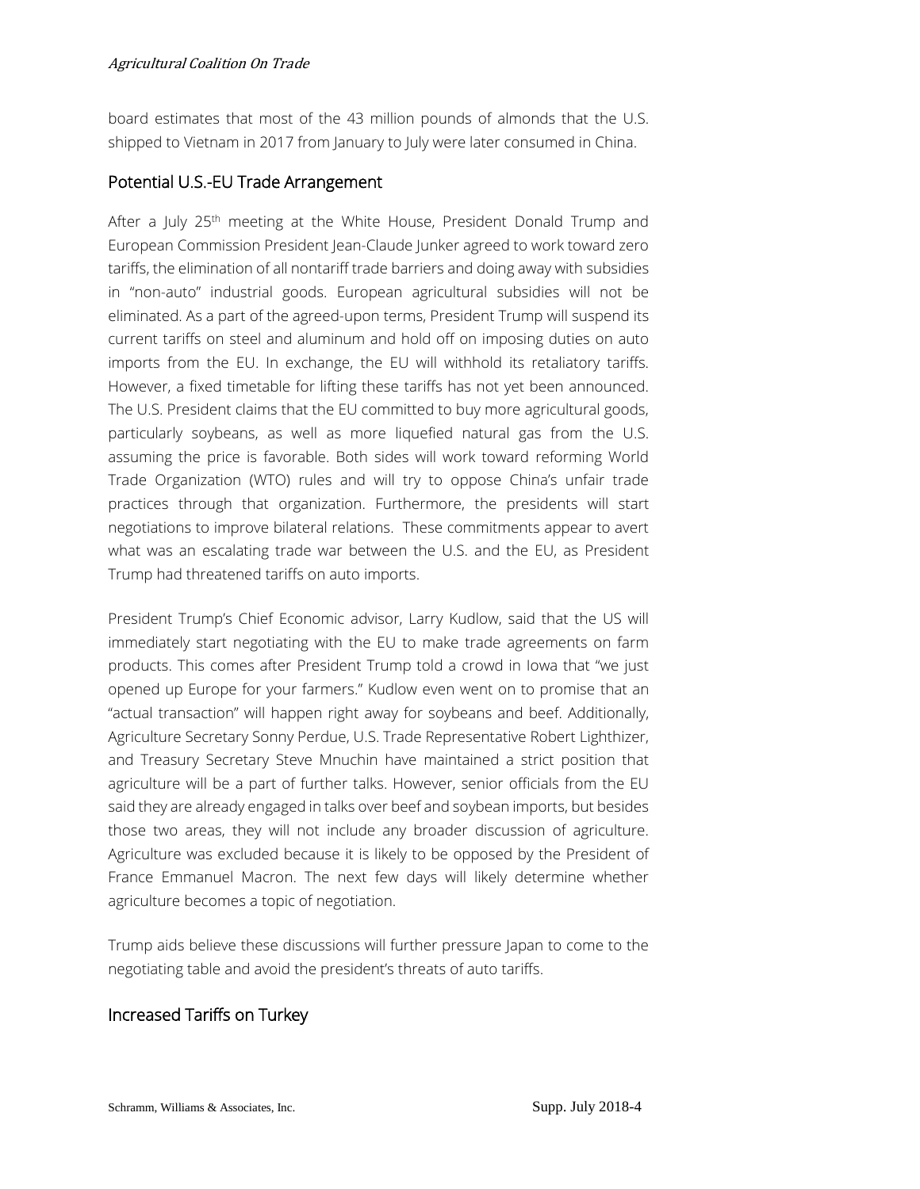board estimates that most of the 43 million pounds of almonds that the U.S. shipped to Vietnam in 2017 from January to July were later consumed in China.

## Potential U.S.-EU Trade Arrangement

After a July 25th meeting at the White House, President Donald Trump and European Commission President Jean-Claude Junker agreed to work toward zero tariffs, the elimination of all nontariff trade barriers and doing away with subsidies in "non-auto" industrial goods. European agricultural subsidies will not be eliminated. As a part of the agreed-upon terms, President Trump will suspend its current tariffs on steel and aluminum and hold off on imposing duties on auto imports from the EU. In exchange, the EU will withhold its retaliatory tariffs. However, a fixed timetable for lifting these tariffs has not yet been announced. The U.S. President claims that the EU committed to buy more agricultural goods, particularly soybeans, as well as more liquefied natural gas from the U.S. assuming the price is favorable. Both sides will work toward reforming World Trade Organization (WTO) rules and will try to oppose China's unfair trade practices through that organization. Furthermore, the presidents will start negotiations to improve bilateral relations. These commitments appear to avert what was an escalating trade war between the U.S. and the EU, as President Trump had threatened tariffs on auto imports.

President Trump's Chief Economic advisor, Larry Kudlow, said that the US will immediately start negotiating with the EU to make trade agreements on farm products. This comes after President Trump told a crowd in Iowa that "we just opened up Europe for your farmers." Kudlow even went on to promise that an "actual transaction" will happen right away for soybeans and beef. Additionally, Agriculture Secretary Sonny Perdue, U.S. Trade Representative Robert Lighthizer, and Treasury Secretary Steve Mnuchin have maintained a strict position that agriculture will be a part of further talks. However, senior officials from the EU said they are already engaged in talks over beef and soybean imports, but besides those two areas, they will not include any broader discussion of agriculture. Agriculture was excluded because it is likely to be opposed by the President of France Emmanuel Macron. The next few days will likely determine whether agriculture becomes a topic of negotiation.

Trump aids believe these discussions will further pressure Japan to come to the negotiating table and avoid the president's threats of auto tariffs.

## Increased Tariffs on Turkey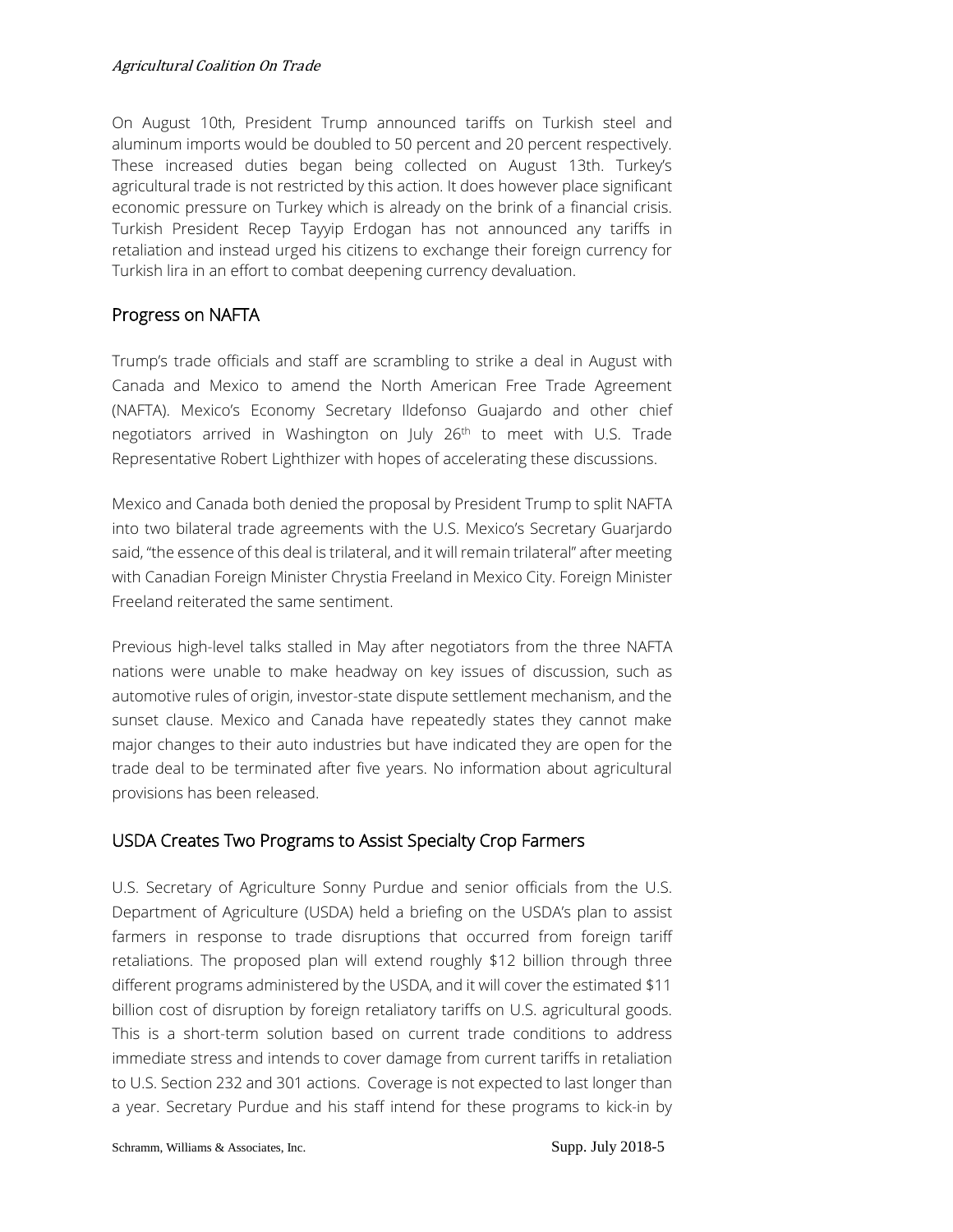On August 10th, President Trump announced tariffs on Turkish steel and aluminum imports would be doubled to 50 percent and 20 percent respectively. These increased duties began being collected on August 13th. Turkey's agricultural trade is not restricted by this action. It does however place significant economic pressure on Turkey which is already on the brink of a financial crisis. Turkish President Recep Tayyip Erdogan has not announced any tariffs in retaliation and instead urged his citizens to exchange their foreign currency for Turkish lira in an effort to combat deepening currency devaluation.

## Progress on NAFTA

Trump's trade officials and staff are scrambling to strike a deal in August with Canada and Mexico to amend the North American Free Trade Agreement (NAFTA). Mexico's Economy Secretary Ildefonso Guajardo and other chief negotiators arrived in Washington on July 26th to meet with U.S. Trade Representative Robert Lighthizer with hopes of accelerating these discussions.

Mexico and Canada both denied the proposal by President Trump to split NAFTA into two bilateral trade agreements with the U.S. Mexico's Secretary Guarjardo said, "the essence of this deal is trilateral, and it will remain trilateral" after meeting with Canadian Foreign Minister Chrystia Freeland in Mexico City. Foreign Minister Freeland reiterated the same sentiment.

Previous high-level talks stalled in May after negotiators from the three NAFTA nations were unable to make headway on key issues of discussion, such as automotive rules of origin, investor-state dispute settlement mechanism, and the sunset clause. Mexico and Canada have repeatedly states they cannot make major changes to their auto industries but have indicated they are open for the trade deal to be terminated after five years. No information about agricultural provisions has been released.

## USDA Creates Two Programs to Assist Specialty Crop Farmers

U.S. Secretary of Agriculture Sonny Purdue and senior officials from the U.S. Department of Agriculture (USDA) held a briefing on the USDA's plan to assist farmers in response to trade disruptions that occurred from foreign tariff retaliations. The proposed plan will extend roughly $12 billion through three different programs administered by the USDA, and it will cover the estimated $11 billion cost of disruption by foreign retaliatory tariffs on U.S. agricultural goods. This is a short-term solution based on current trade conditions to address immediate stress and intends to cover damage from current tariffs in retaliation to U.S. Section 232 and 301 actions. Coverage is not expected to last longer than a year. Secretary Purdue and his staff intend for these programs to kick-in by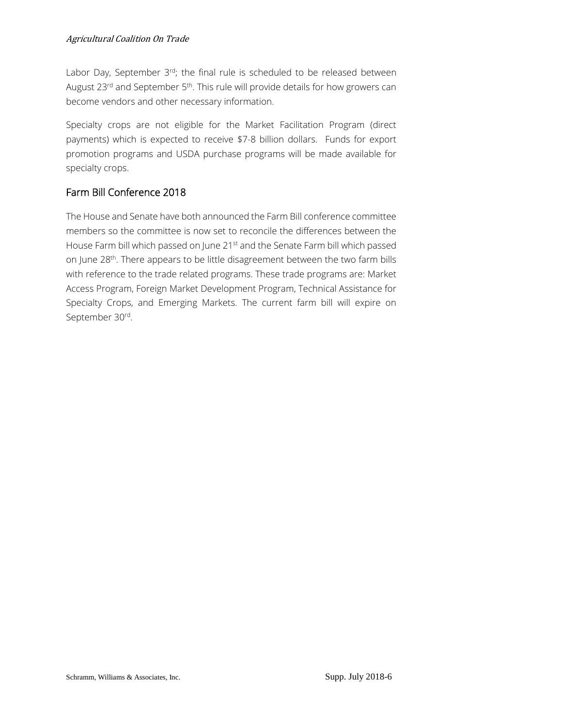Labor Day, September 3rd; the final rule is scheduled to be released between August 23rd and September 5th. This rule will provide details for how growers can become vendors and other necessary information.

Specialty crops are not eligible for the Market Facilitation Program (direct payments) which is expected to receive $7-8 billion dollars. Funds for export promotion programs and USDA purchase programs will be made available for specialty crops.

## Farm Bill Conference 2018

The House and Senate have both announced the Farm Bill conference committee members so the committee is now set to reconcile the differences between the House Farm bill which passed on June 21st and the Senate Farm bill which passed on June 28th. There appears to be little disagreement between the two farm bills with reference to the trade related programs. These trade programs are: Market Access Program, Foreign Market Development Program, Technical Assistance for Specialty Crops, and Emerging Markets. The current farm bill will expire on September 30rd.